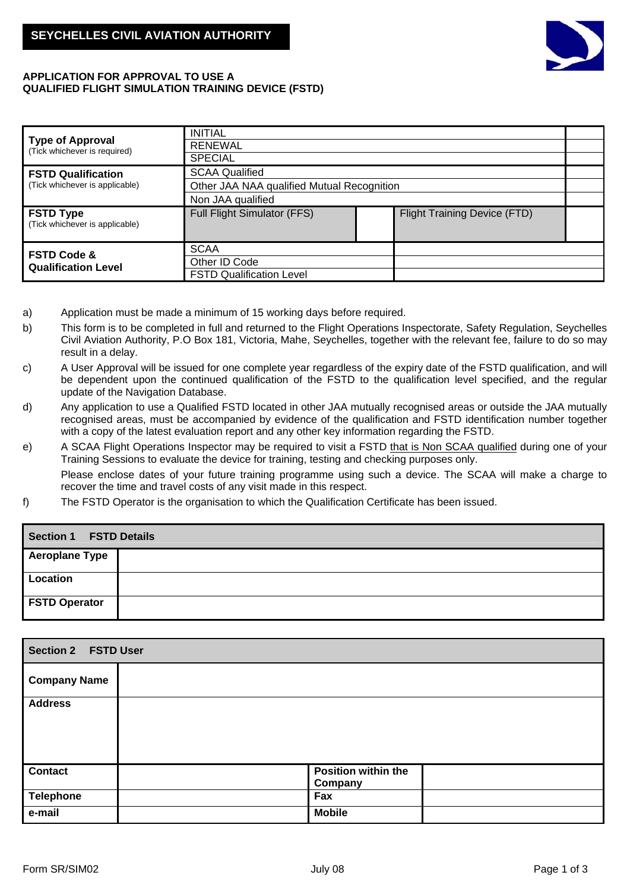**SEYCHELLES CIVIL AVIATION AUTHORITY**

# APPLICATION FOR APPROVAL TO USE A QUALIFIED FLIGHT SIMULATION TRAINING DEVICE (FSTD)

| | | | | |
|---|---|---|---|---|
| **Type of Approval** (Tick whichever is required) | INITIAL | | | |
| | RENEWAL | | | |
| | SPECIAL | | | |
| **FSTD Qualification** (Tick whichever is applicable) | SCAA Qualified | | | |
| | Other JAA NAA qualified Mutual Recognition | | | |
| | Non JAA qualified | | | |
| **FSTD Type** (Tick whichever is applicable) | Full Flight Simulator (FFS) | | Flight Training Device (FTD) | |
| **FSTD Code & Qualification Level** | SCAA | | | |
| | Other ID Code | | | |
| | FSTD Qualification Level | | | |

a) Application must be made a minimum of 15 working days before required.

b) This form is to be completed in full and returned to the Flight Operations Inspectorate, Safety Regulation, Seychelles Civil Aviation Authority, P.O Box 181, Victoria, Mahe, Seychelles, together with the relevant fee, failure to do so may result in a delay.

c) A User Approval will be issued for one complete year regardless of the expiry date of the FSTD qualification, and will be dependent upon the continued qualification of the FSTD to the qualification level specified, and the regular update of the Navigation Database.

d) Any application to use a Qualified FSTD located in other JAA mutually recognised areas or outside the JAA mutually recognised areas, must be accompanied by evidence of the qualification and FSTD identification number together with a copy of the latest evaluation report and any other key information regarding the FSTD.

e) A SCAA Flight Operations Inspector may be required to visit a FSTD that is Non SCAA qualified during one of your Training Sessions to evaluate the device for training, testing and checking purposes only.

Please enclose dates of your future training programme using such a device. The SCAA will make a charge to recover the time and travel costs of any visit made in this respect.

f) The FSTD Operator is the organisation to which the Qualification Certificate has been issued.

| **Section 1 FSTD Details** | |
|---|---|
| **Aeroplane Type** | |
| **Location** | |
| **FSTD Operator** | |

| **Section 2 FSTD User** | | | |
|---|---|---|---|
| **Company Name** | | | |
| **Address** | | | |
| **Contact** | | **Position within the Company** | |
| **Telephone** | | **Fax** | |
| **e-mail** | | **Mobile** | |

Form SR/SIM02 July 08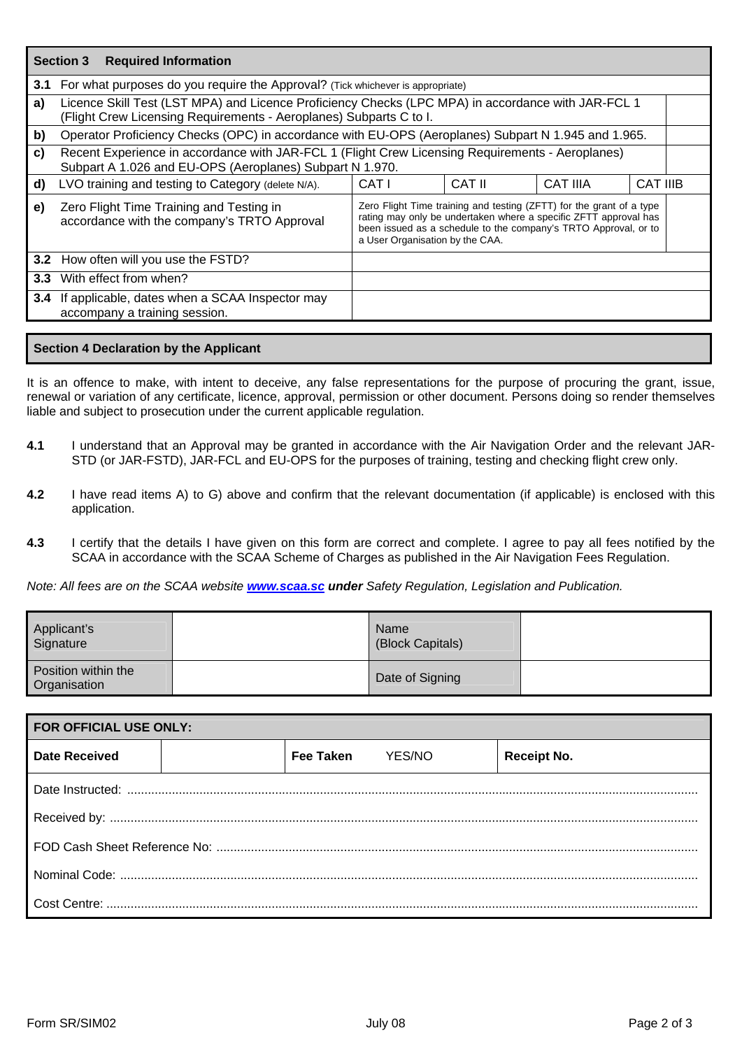| Section 3 Required Information | | | | | |
|---|---|---|---|---|---|
| **3.1** For what purposes do you require the Approval? (Tick whichever is appropriate) | | | | | |
| **a)** Licence Skill Test (LST MPA) and Licence Proficiency Checks (LPC MPA) in accordance with JAR-FCL 1 (Flight Crew Licensing Requirements - Aeroplanes) Subparts C to I. | | | | | |
| **b)** Operator Proficiency Checks (OPC) in accordance with EU-OPS (Aeroplanes) Subpart N 1.945 and 1.965. | | | | | |
| **c)** Recent Experience in accordance with JAR-FCL 1 (Flight Crew Licensing Requirements - Aeroplanes) Subpart A 1.026 and EU-OPS (Aeroplanes) Subpart N 1.970. | | | | | |
| **d)** LVO training and testing to Category (delete N/A). | CAT I | CAT II | CAT IIIA | CAT IIIB | |
| **e)** Zero Flight Time Training and Testing in accordance with the company's TRTO Approval | Zero Flight Time training and testing (ZFTT) for the grant of a type rating may only be undertaken where a specific ZFTT approval has been issued as a schedule to the company's TRTO Approval, or to a User Organisation by the CAA. | | | | |
| **3.2** How often will you use the FSTD? | | | | | |
| **3.3** With effect from when? | | | | | |
| **3.4** If applicable, dates when a SCAA Inspector may accompany a training session. | | | | | |

## Section 4 Declaration by the Applicant

It is an offence to make, with intent to deceive, any false representations for the purpose of procuring the grant, issue, renewal or variation of any certificate, licence, approval, permission or other document. Persons doing so render themselves liable and subject to prosecution under the current applicable regulation.

**4.1** I understand that an Approval may be granted in accordance with the Air Navigation Order and the relevant JAR-STD (or JAR-FSTD), JAR-FCL and EU-OPS for the purposes of training, testing and checking flight crew only.

**4.2** I have read items A) to G) above and confirm that the relevant documentation (if applicable) is enclosed with this application.

**4.3** I certify that the details I have given on this form are correct and complete. I agree to pay all fees notified by the SCAA in accordance with the SCAA Scheme of Charges as published in the Air Navigation Fees Regulation.

*Note: All fees are on the SCAA website* ***www.scaa.sc*** ***under*** *Safety Regulation, Legislation and Publication.*

| Applicant's Signature | | Name (Block Capitals) | |
|---|---|---|---|
| Position within the Organisation | | Date of Signing | |

| FOR OFFICIAL USE ONLY: | | | |
|---|---|---|---|
| **Date Received** | | **Fee Taken** YES/NO | **Receipt No.** |
| Date Instructed: ........ | | | |
| Received by: ........ | | | |
| FOD Cash Sheet Reference No: ........ | | | |
| Nominal Code: ........ | | | |
| Cost Centre: ........ | | | |

Form SR/SIM02 July 08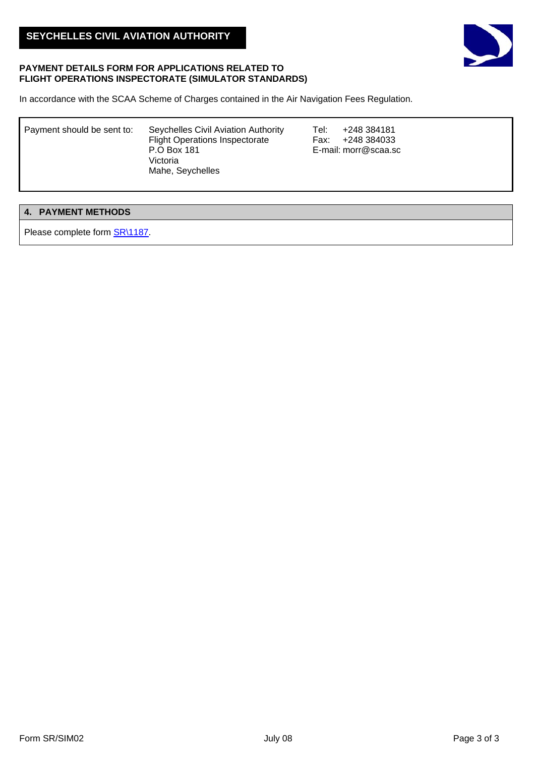## SEYCHELLES CIVIL AVIATION AUTHORITY

**PAYMENT DETAILS FORM FOR APPLICATIONS RELATED TO FLIGHT OPERATIONS INSPECTORATE (SIMULATOR STANDARDS)**

In accordance with the SCAA Scheme of Charges contained in the Air Navigation Fees Regulation.

| | | |
|---|---|---|
| Payment should be sent to: | Seychelles Civil Aviation Authority<br>Flight Operations Inspectorate<br>P.O Box 181<br>Victoria<br>Mahe, Seychelles | Tel: +248 384181<br>Fax: +248 384033<br>E-mail: morr@scaa.sc |

### 4. PAYMENT METHODS

Please complete form SR\1187.